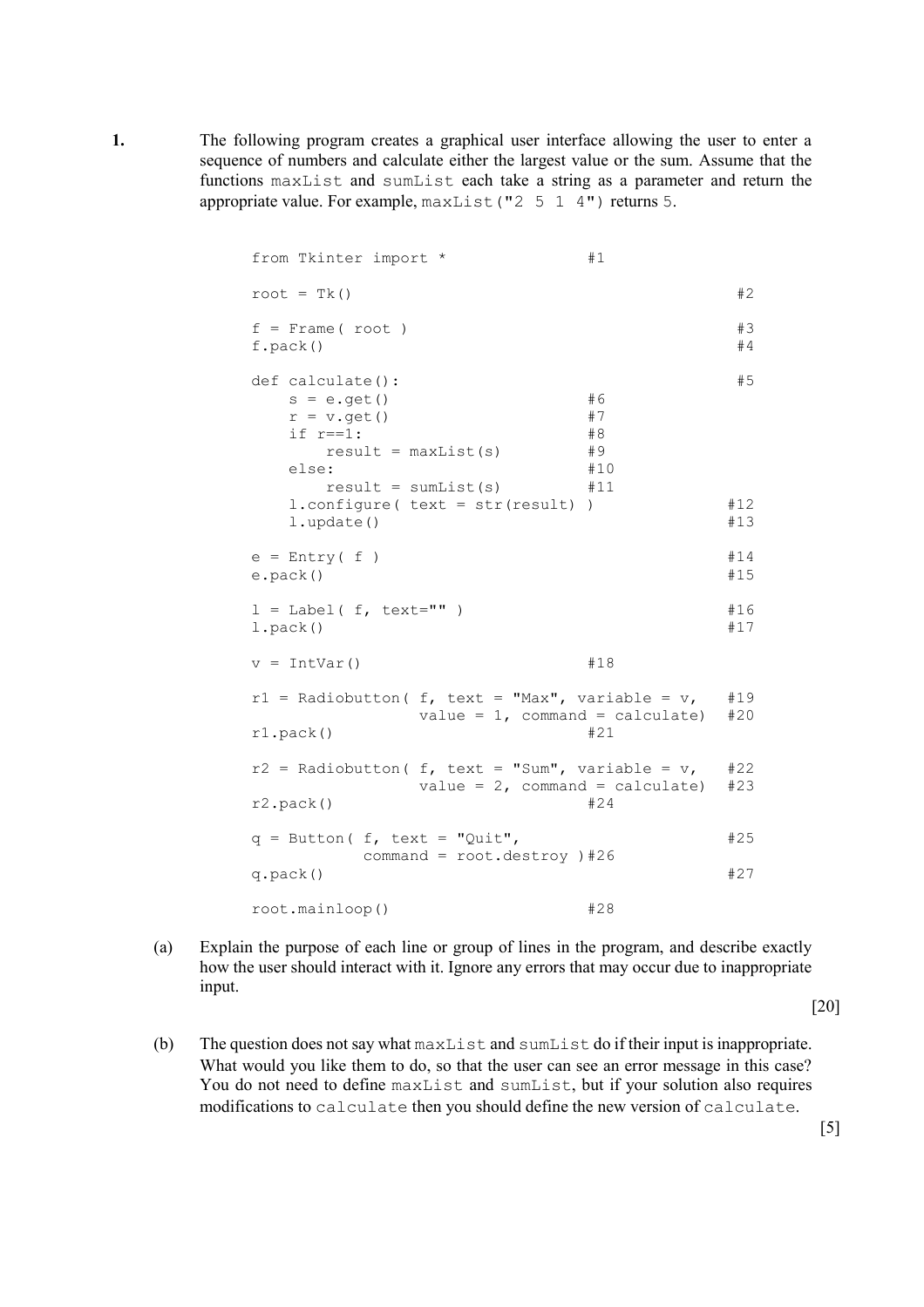**1.** The following program creates a graphical user interface allowing the user to enter a sequence of numbers and calculate either the largest value or the sum. Assume that the functions `maxList` and `sumList` each take a string as a parameter and return the appropriate value. For example, `maxList("2 5 1 4")` returns `5`.

```
from Tkinter import *                #1

root = Tk()                                             #2

f = Frame( root )                                       #3
f.pack()                                                #4

def calculate():                                        #5
    s = e.get()                      #6
    r = v.get()                      #7
    if r==1:                         #8
        result = maxList(s)          #9
    else:                            #10
        result = sumList(s)          #11
    l.configure( text = str(result) )               #12
    l.update()                                      #13

e = Entry( f )                                      #14
e.pack()                                            #15

l = Label( f, text="" )                             #16
l.pack()                                            #17

v = IntVar()                         #18

r1 = Radiobutton( f, text = "Max", variable = v,    #19
                 value = 1, command = calculate)    #20
r1.pack()                            #21

r2 = Radiobutton( f, text = "Sum", variable = v,    #22
                 value = 2, command = calculate)    #23
r2.pack()                            #24

q = Button( f, text = "Quit",                       #25
           command = root.destroy )#26
q.pack()                                            #27

root.mainloop()                      #28
```

(a) Explain the purpose of each line or group of lines in the program, and describe exactly how the user should interact with it. Ignore any errors that may occur due to inappropriate input.

[20]

(b) The question does not say what `maxList` and `sumList` do if their input is inappropriate. What would you like them to do, so that the user can see an error message in this case? You do not need to define `maxList` and `sumList`, but if your solution also requires modifications to `calculate` then you should define the new version of `calculate`.

[5]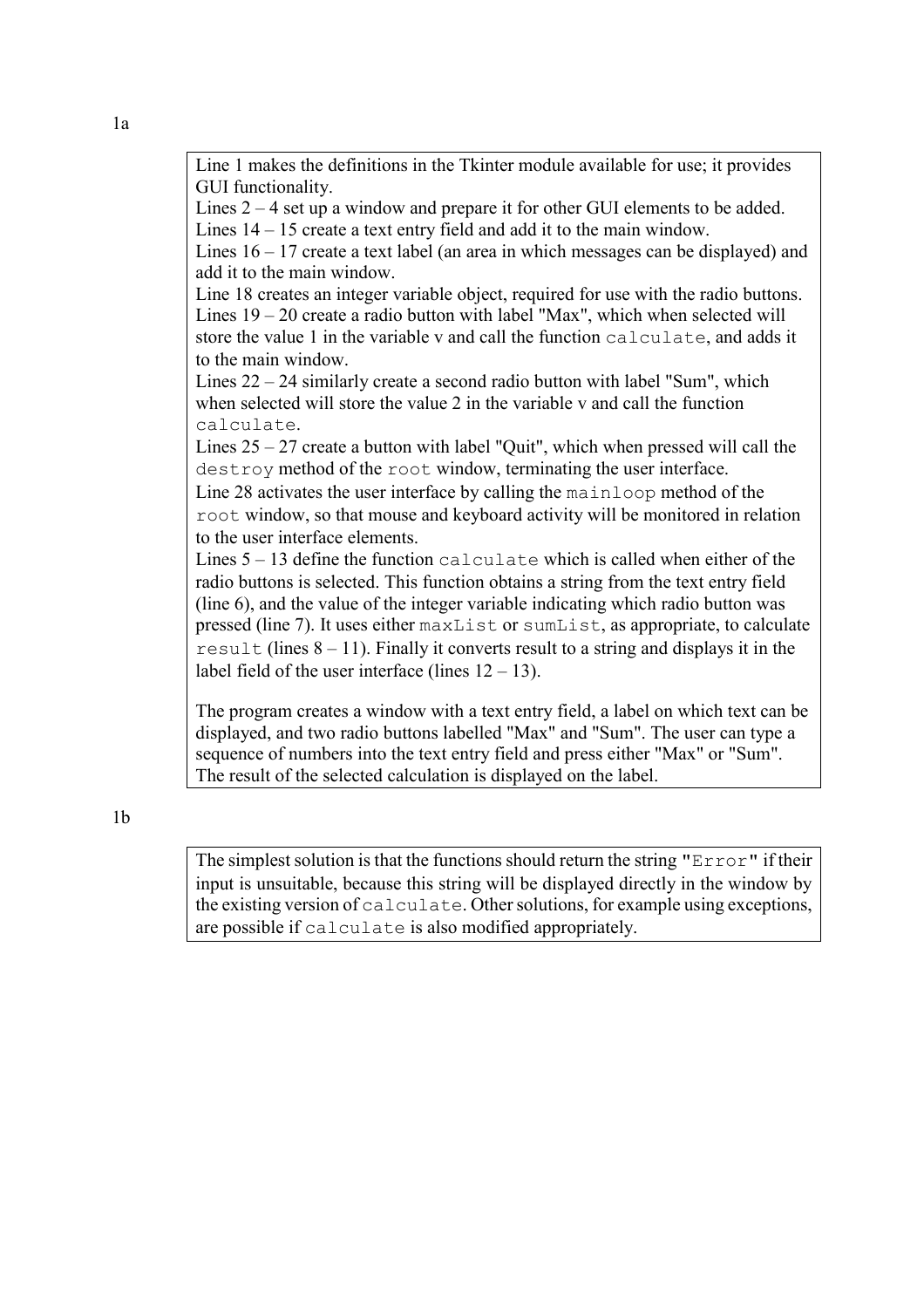1a

Line 1 makes the definitions in the Tkinter module available for use; it provides GUI functionality.
Lines 2 – 4 set up a window and prepare it for other GUI elements to be added.
Lines 14 – 15 create a text entry field and add it to the main window.
Lines 16 – 17 create a text label (an area in which messages can be displayed) and add it to the main window.
Line 18 creates an integer variable object, required for use with the radio buttons.
Lines 19 – 20 create a radio button with label "Max", which when selected will store the value 1 in the variable v and call the function `calculate`, and adds it to the main window.
Lines 22 – 24 similarly create a second radio button with label "Sum", which when selected will store the value 2 in the variable v and call the function `calculate`.
Lines 25 – 27 create a button with label "Quit", which when pressed will call the `destroy` method of the `root` window, terminating the user interface.
Line 28 activates the user interface by calling the `mainloop` method of the `root` window, so that mouse and keyboard activity will be monitored in relation to the user interface elements.
Lines 5 – 13 define the function `calculate` which is called when either of the radio buttons is selected. This function obtains a string from the text entry field (line 6), and the value of the integer variable indicating which radio button was pressed (line 7). It uses either `maxList` or `sumList`, as appropriate, to calculate `result` (lines 8 – 11). Finally it converts result to a string and displays it in the label field of the user interface (lines 12 – 13).

The program creates a window with a text entry field, a label on which text can be displayed, and two radio buttons labelled "Max" and "Sum". The user can type a sequence of numbers into the text entry field and press either "Max" or "Sum". The result of the selected calculation is displayed on the label.

1b

The simplest solution is that the functions should return the string `"Error"` if their input is unsuitable, because this string will be displayed directly in the window by the existing version of `calculate`. Other solutions, for example using exceptions, are possible if `calculate` is also modified appropriately.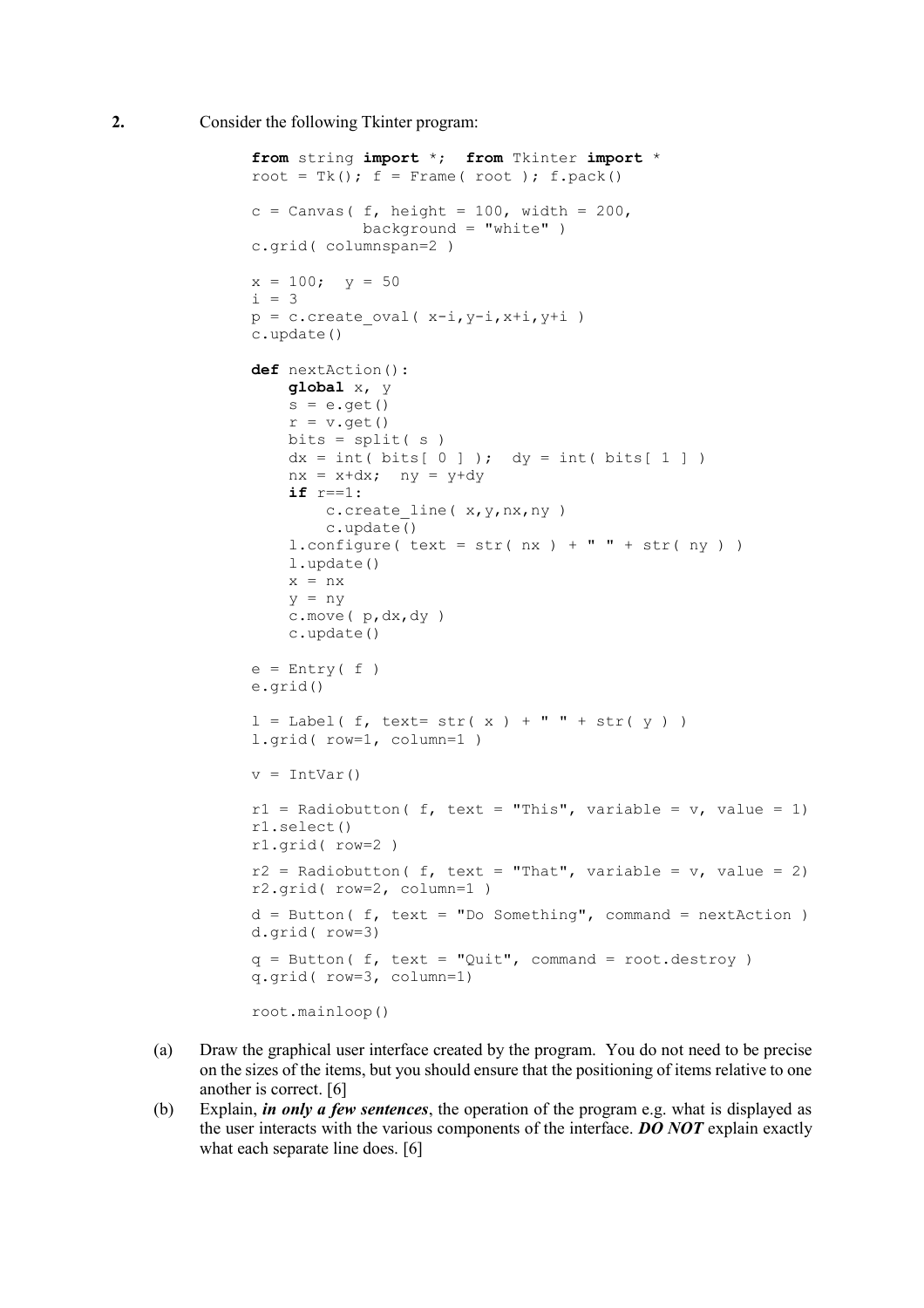**2.** Consider the following Tkinter program:

```
from string import *;  from Tkinter import *
root = Tk(); f = Frame( root ); f.pack()

c = Canvas( f, height = 100, width = 200,
            background = "white" )
c.grid( columnspan=2 )

x = 100;  y = 50
i = 3
p = c.create_oval( x-i,y-i,x+i,y+i )
c.update()

def nextAction():
    global x, y
    s = e.get()
    r = v.get()
    bits = split( s )
    dx = int( bits[ 0 ] );  dy = int( bits[ 1 ] )
    nx = x+dx;  ny = y+dy
    if r==1:
        c.create_line( x,y,nx,ny )
        c.update()
    l.configure( text = str( nx ) + " " + str( ny ) )
    l.update()
    x = nx
    y = ny
    c.move( p,dx,dy )
    c.update()

e = Entry( f )
e.grid()

l = Label( f, text= str( x ) + " " + str( y ) )
l.grid( row=1, column=1 )

v = IntVar()

r1 = Radiobutton( f, text = "This", variable = v, value = 1)
r1.select()
r1.grid( row=2 )

r2 = Radiobutton( f, text = "That", variable = v, value = 2)
r2.grid( row=2, column=1 )

d = Button( f, text = "Do Something", command = nextAction )
d.grid( row=3)

q = Button( f, text = "Quit", command = root.destroy )
q.grid( row=3, column=1)

root.mainloop()
```

(a) Draw the graphical user interface created by the program. You do not need to be precise on the sizes of the items, but you should ensure that the positioning of items relative to one another is correct. [6]

(b) Explain, ***in only a few sentences***, the operation of the program e.g. what is displayed as the user interacts with the various components of the interface. ***DO NOT*** explain exactly what each separate line does. [6]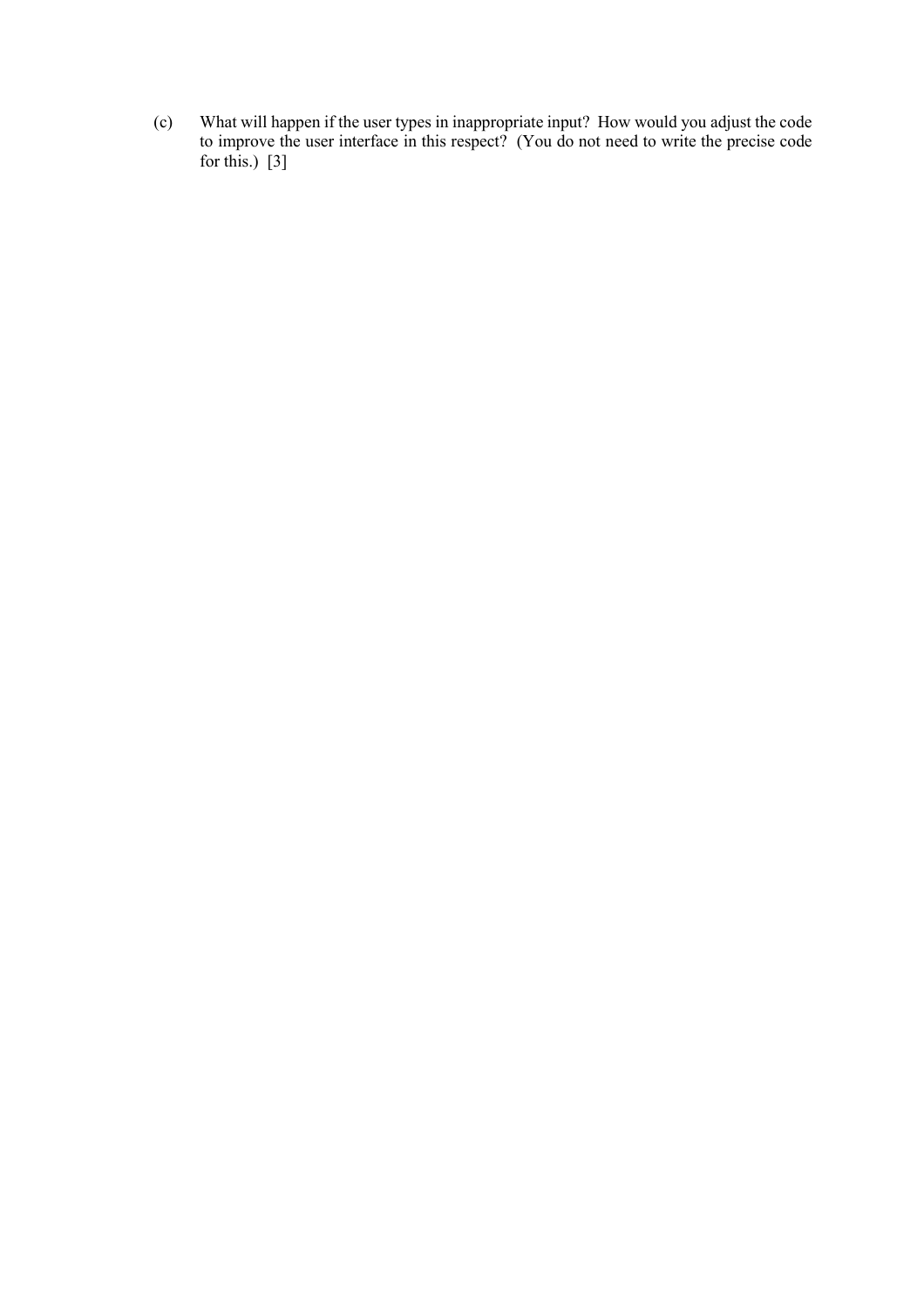(c) What will happen if the user types in inappropriate input? How would you adjust the code to improve the user interface in this respect? (You do not need to write the precise code for this.) [3]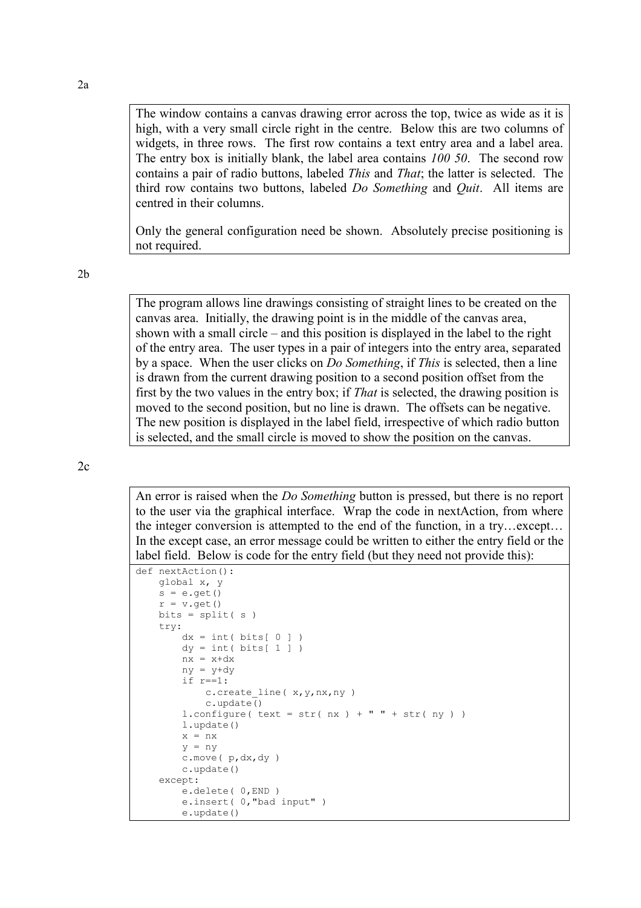2a

The window contains a canvas drawing error across the top, twice as wide as it is high, with a very small circle right in the centre. Below this are two columns of widgets, in three rows. The first row contains a text entry area and a label area. The entry box is initially blank, the label area contains *100 50*. The second row contains a pair of radio buttons, labeled *This* and *That*; the latter is selected. The third row contains two buttons, labeled *Do Something* and *Quit*. All items are centred in their columns.

Only the general configuration need be shown. Absolutely precise positioning is not required.

2b

The program allows line drawings consisting of straight lines to be created on the canvas area. Initially, the drawing point is in the middle of the canvas area, shown with a small circle – and this position is displayed in the label to the right of the entry area. The user types in a pair of integers into the entry area, separated by a space. When the user clicks on *Do Something*, if *This* is selected, then a line is drawn from the current drawing position to a second position offset from the first by the two values in the entry box; if *That* is selected, the drawing position is moved to the second position, but no line is drawn. The offsets can be negative. The new position is displayed in the label field, irrespective of which radio button is selected, and the small circle is moved to show the position on the canvas.

2c

An error is raised when the *Do Something* button is pressed, but there is no report to the user via the graphical interface. Wrap the code in nextAction, from where the integer conversion is attempted to the end of the function, in a try…except… In the except case, an error message could be written to either the entry field or the label field. Below is code for the entry field (but they need not provide this):

```
def nextAction():
    global x, y
    s = e.get()
    r = v.get()
    bits = split( s )
    try:
        dx = int( bits[ 0 ] )
        dy = int( bits[ 1 ] )
        nx = x+dx
        ny = y+dy
        if r==1:
            c.create_line( x,y,nx,ny )
            c.update()
        l.configure( text = str( nx ) + " " + str( ny ) )
        l.update()
        x = nx
        y = ny
        c.move( p,dx,dy )
        c.update()
    except:
        e.delete( 0,END )
        e.insert( 0,"bad input" )
        e.update()
```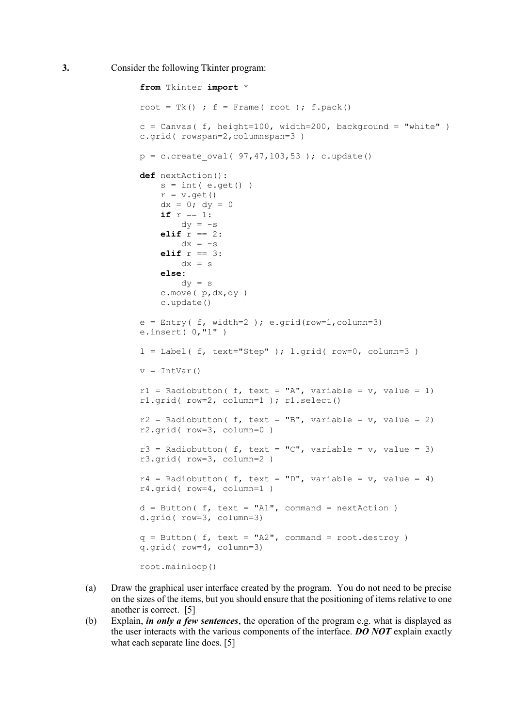**3.** Consider the following Tkinter program:

```
from Tkinter import *

root = Tk() ; f = Frame( root ); f.pack()

c = Canvas( f, height=100, width=200, background = "white" )
c.grid( rowspan=2,columnspan=3 )

p = c.create_oval( 97,47,103,53 ); c.update()

def nextAction():
    s = int( e.get() )
    r = v.get()
    dx = 0; dy = 0
    if r == 1:
        dy = -s
    elif r == 2:
        dx = -s
    elif r == 3:
        dx = s
    else:
        dy = s
    c.move( p,dx,dy )
    c.update()

e = Entry( f, width=2 ); e.grid(row=1,column=3)
e.insert( 0,"1" )

l = Label( f, text="Step" ); l.grid( row=0, column=3 )

v = IntVar()

r1 = Radiobutton( f, text = "A", variable = v, value = 1)
r1.grid( row=2, column=1 ); r1.select()

r2 = Radiobutton( f, text = "B", variable = v, value = 2)
r2.grid( row=3, column=0 )

r3 = Radiobutton( f, text = "C", variable = v, value = 3)
r3.grid( row=3, column=2 )

r4 = Radiobutton( f, text = "D", variable = v, value = 4)
r4.grid( row=4, column=1 )

d = Button( f, text = "A1", command = nextAction )
d.grid( row=3, column=3)

q = Button( f, text = "A2", command = root.destroy )
q.grid( row=4, column=3)

root.mainloop()
```

(a) Draw the graphical user interface created by the program. You do not need to be precise on the sizes of the items, but you should ensure that the positioning of items relative to one another is correct. [5]

(b) Explain, ***in only a few sentences***, the operation of the program e.g. what is displayed as the user interacts with the various components of the interface. ***DO NOT*** explain exactly what each separate line does. [5]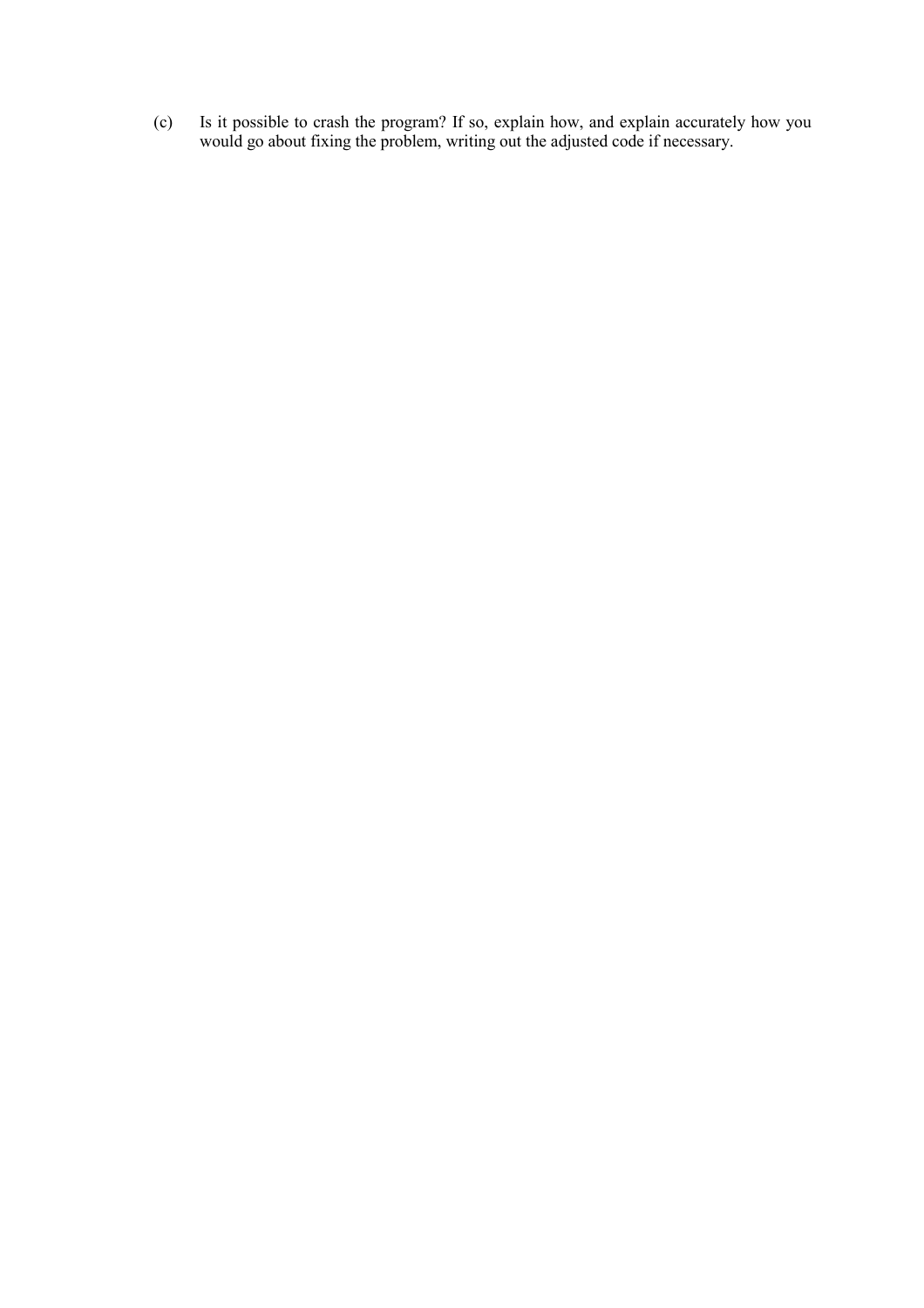(c) Is it possible to crash the program? If so, explain how, and explain accurately how you would go about fixing the problem, writing out the adjusted code if necessary.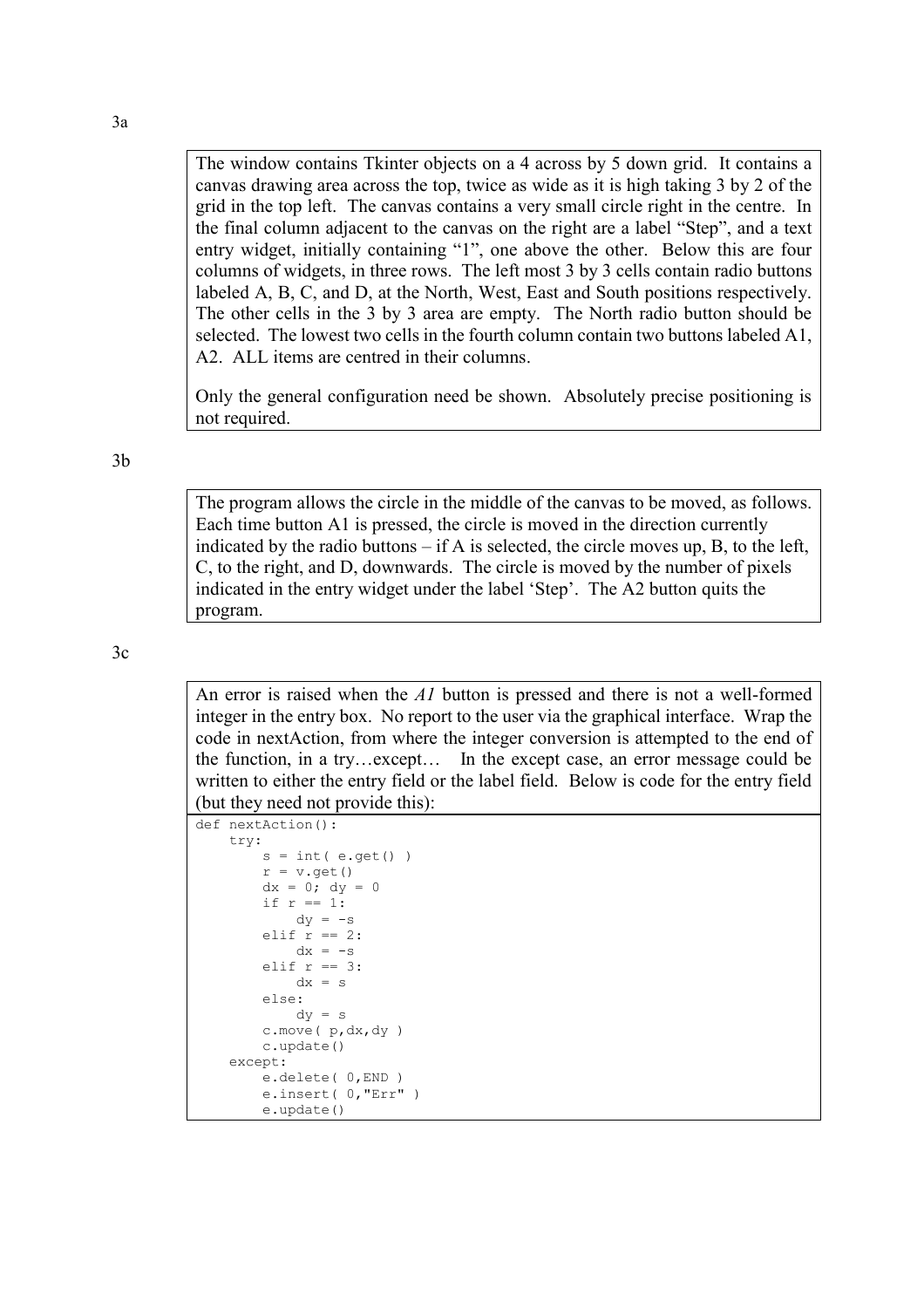3a

The window contains Tkinter objects on a 4 across by 5 down grid. It contains a canvas drawing area across the top, twice as wide as it is high taking 3 by 2 of the grid in the top left. The canvas contains a very small circle right in the centre. In the final column adjacent to the canvas on the right are a label "Step", and a text entry widget, initially containing "1", one above the other. Below this are four columns of widgets, in three rows. The left most 3 by 3 cells contain radio buttons labeled A, B, C, and D, at the North, West, East and South positions respectively. The other cells in the 3 by 3 area are empty. The North radio button should be selected. The lowest two cells in the fourth column contain two buttons labeled A1, A2. ALL items are centred in their columns.

Only the general configuration need be shown. Absolutely precise positioning is not required.

3b

The program allows the circle in the middle of the canvas to be moved, as follows. Each time button A1 is pressed, the circle is moved in the direction currently indicated by the radio buttons – if A is selected, the circle moves up, B, to the left, C, to the right, and D, downwards. The circle is moved by the number of pixels indicated in the entry widget under the label 'Step'. The A2 button quits the program.

3c

An error is raised when the *A1* button is pressed and there is not a well-formed integer in the entry box. No report to the user via the graphical interface. Wrap the code in nextAction, from where the integer conversion is attempted to the end of the function, in a try…except… In the except case, an error message could be written to either the entry field or the label field. Below is code for the entry field (but they need not provide this):

```
def nextAction():
    try:
        s = int( e.get() )
        r = v.get()
        dx = 0; dy = 0
        if r == 1:
            dy = -s
        elif r == 2:
            dx = -s
        elif r == 3:
            dx = s
        else:
            dy = s
        c.move( p,dx,dy )
        c.update()
    except:
        e.delete( 0,END )
        e.insert( 0,"Err" )
        e.update()
```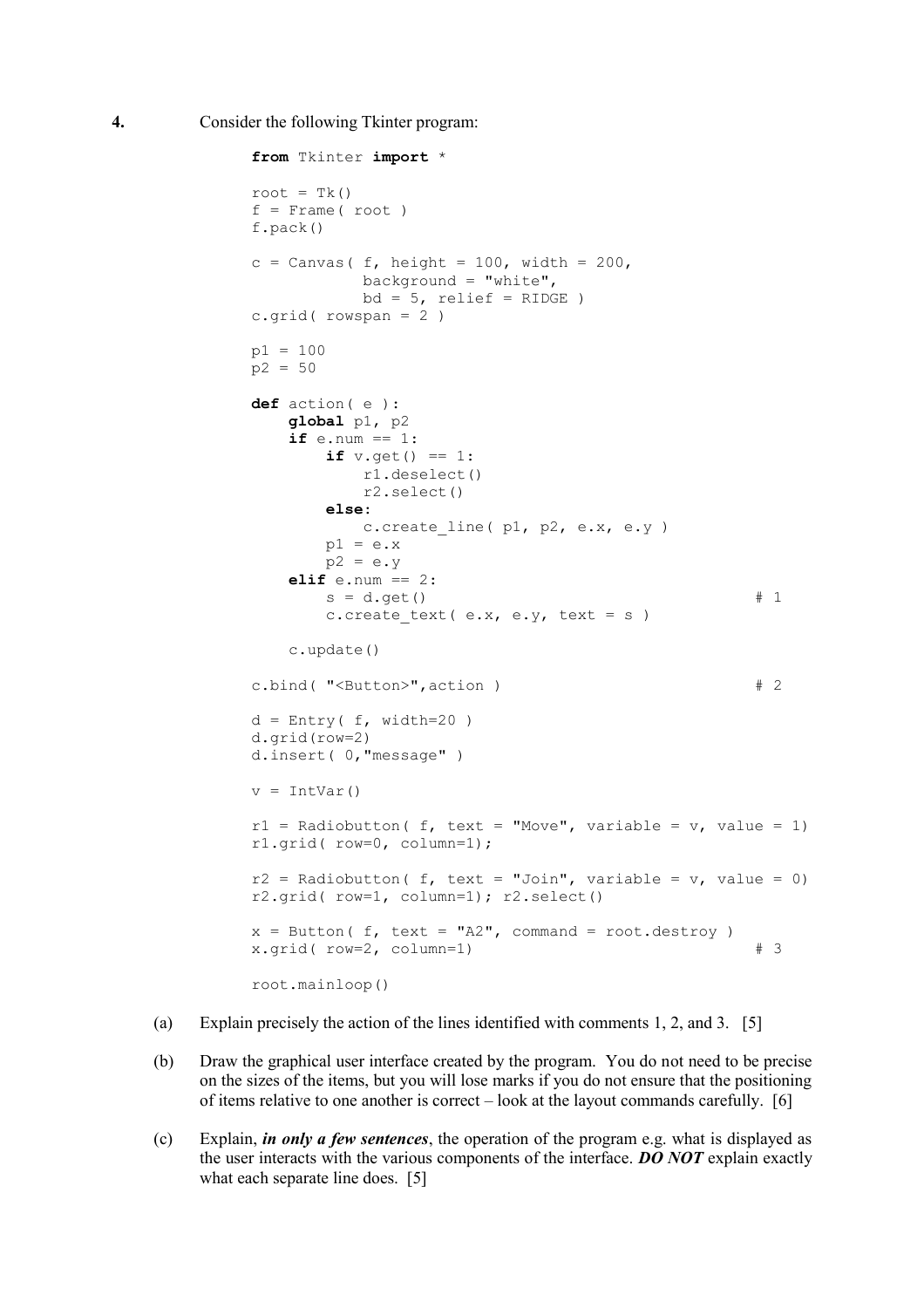**4.** Consider the following Tkinter program:

```
from Tkinter import *

root = Tk()
f = Frame( root )
f.pack()

c = Canvas( f, height = 100, width = 200,
            background = "white",
            bd = 5, relief = RIDGE )
c.grid( rowspan = 2 )

p1 = 100
p2 = 50

def action( e ):
    global p1, p2
    if e.num == 1:
        if v.get() == 1:
            r1.deselect()
            r2.select()
        else:
            c.create_line( p1, p2, e.x, e.y )
        p1 = e.x
        p2 = e.y
    elif e.num == 2:
        s = d.get()                                    # 1
        c.create_text( e.x, e.y, text = s )

    c.update()

c.bind( "<Button>",action )                            # 2

d = Entry( f, width=20 )
d.grid(row=2)
d.insert( 0,"message" )

v = IntVar()

r1 = Radiobutton( f, text = "Move", variable = v, value = 1)
r1.grid( row=0, column=1);

r2 = Radiobutton( f, text = "Join", variable = v, value = 0)
r2.grid( row=1, column=1); r2.select()

x = Button( f, text = "A2", command = root.destroy )
x.grid( row=2, column=1)                               # 3

root.mainloop()
```

(a) Explain precisely the action of the lines identified with comments 1, 2, and 3. [5]

(b) Draw the graphical user interface created by the program. You do not need to be precise on the sizes of the items, but you will lose marks if you do not ensure that the positioning of items relative to one another is correct – look at the layout commands carefully. [6]

(c) Explain, ***in only a few sentences***, the operation of the program e.g. what is displayed as the user interacts with the various components of the interface. ***DO NOT*** explain exactly what each separate line does. [5]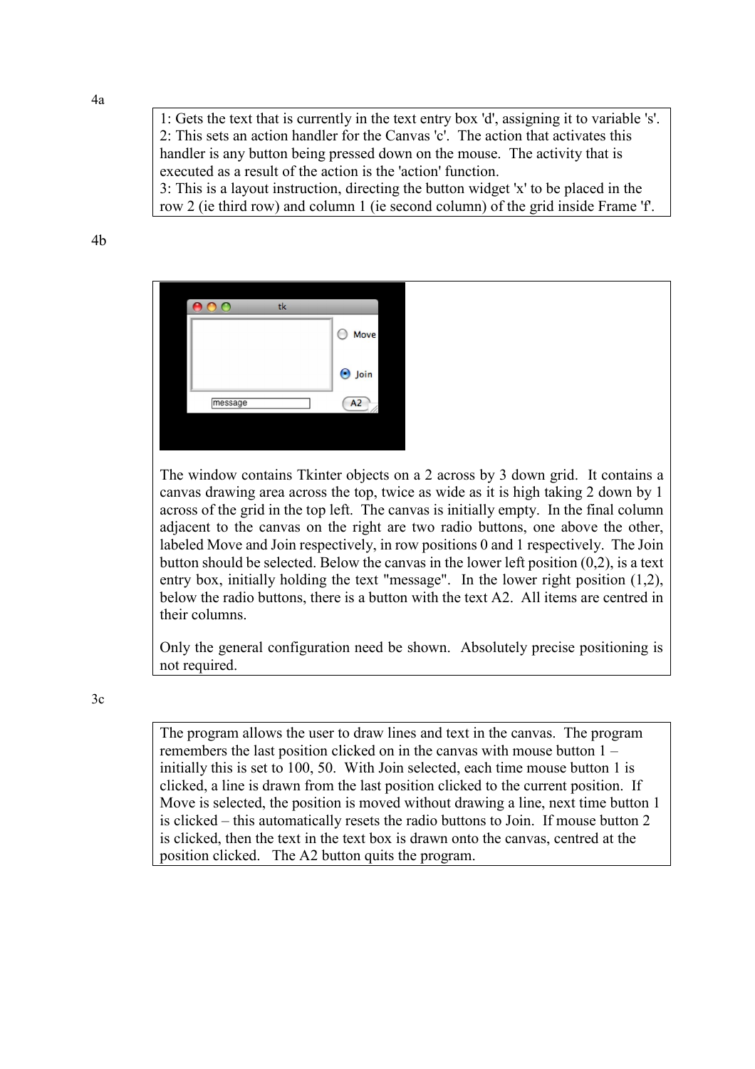4a

1: Gets the text that is currently in the text entry box 'd', assigning it to variable 's'.
2: This sets an action handler for the Canvas 'c'. The action that activates this handler is any button being pressed down on the mouse. The activity that is executed as a result of the action is the 'action' function.
3: This is a layout instruction, directing the button widget 'x' to be placed in the row 2 (ie third row) and column 1 (ie second column) of the grid inside Frame 'f'.

4b

tk

Move

Join

message

A2

The window contains Tkinter objects on a 2 across by 3 down grid. It contains a canvas drawing area across the top, twice as wide as it is high taking 2 down by 1 across of the grid in the top left. The canvas is initially empty. In the final column adjacent to the canvas on the right are two radio buttons, one above the other, labeled Move and Join respectively, in row positions 0 and 1 respectively. The Join button should be selected. Below the canvas in the lower left position (0,2), is a text entry box, initially holding the text "message". In the lower right position (1,2), below the radio buttons, there is a button with the text A2. All items are centred in their columns.

Only the general configuration need be shown. Absolutely precise positioning is not required.

3c

The program allows the user to draw lines and text in the canvas. The program remembers the last position clicked on in the canvas with mouse button 1 – initially this is set to 100, 50. With Join selected, each time mouse button 1 is clicked, a line is drawn from the last position clicked to the current position. If Move is selected, the position is moved without drawing a line, next time button 1 is clicked – this automatically resets the radio buttons to Join. If mouse button 2 is clicked, then the text in the text box is drawn onto the canvas, centred at the position clicked. The A2 button quits the program.